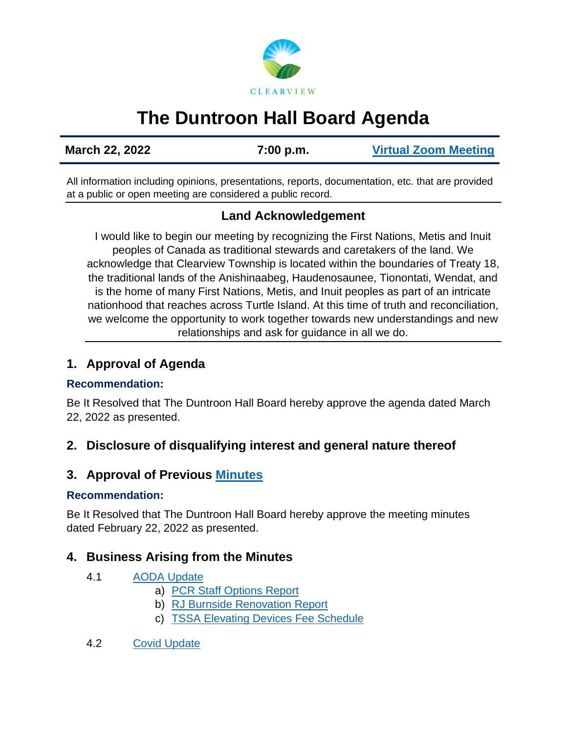CLEARVIEW

# The Duntroon Hall Board Agenda

| March 22, 2022 | 7:00 p.m. | Virtual Zoom Meeting |
|---|---|---|

All information including opinions, presentations, reports, documentation, etc. that are provided at a public or open meeting are considered a public record.

### Land Acknowledgement

I would like to begin our meeting by recognizing the First Nations, Metis and Inuit peoples of Canada as traditional stewards and caretakers of the land. We acknowledge that Clearview Township is located within the boundaries of Treaty 18, the traditional lands of the Anishinaabeg, Haudenosaunee, Tionontati, Wendat, and is the home of many First Nations, Metis, and Inuit peoples as part of an intricate nationhood that reaches across Turtle Island. At this time of truth and reconciliation, we welcome the opportunity to work together towards new understandings and new relationships and ask for guidance in all we do.

## 1. Approval of Agenda

**Recommendation:**

Be It Resolved that The Duntroon Hall Board hereby approve the agenda dated March 22, 2022 as presented.

## 2. Disclosure of disqualifying interest and general nature thereof

## 3. Approval of Previous Minutes

**Recommendation:**

Be It Resolved that The Duntroon Hall Board hereby approve the meeting minutes dated February 22, 2022 as presented.

## 4. Business Arising from the Minutes

4.1 AODA Update

a) PCR Staff Options Report

b) RJ Burnside Renovation Report

c) TSSA Elevating Devices Fee Schedule

4.2 Covid Update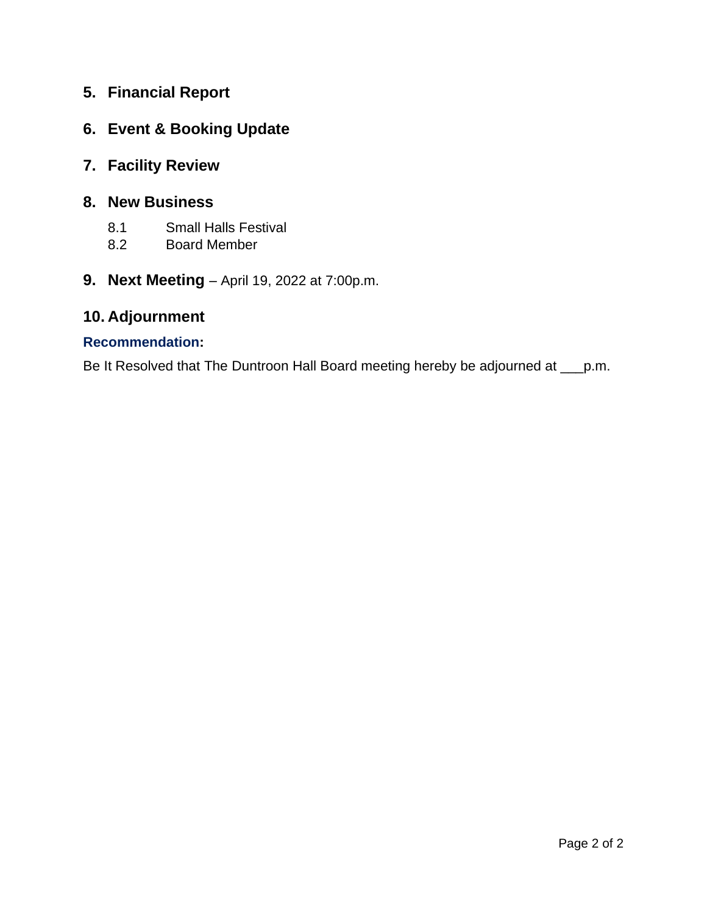## 5. Financial Report

## 6. Event & Booking Update

## 7. Facility Review

## 8. New Business

8.1 Small Halls Festival
8.2 Board Member

## 9. Next Meeting – April 19, 2022 at 7:00p.m.

## 10. Adjournment

**Recommendation:**

Be It Resolved that The Duntroon Hall Board meeting hereby be adjourned at ___p.m.